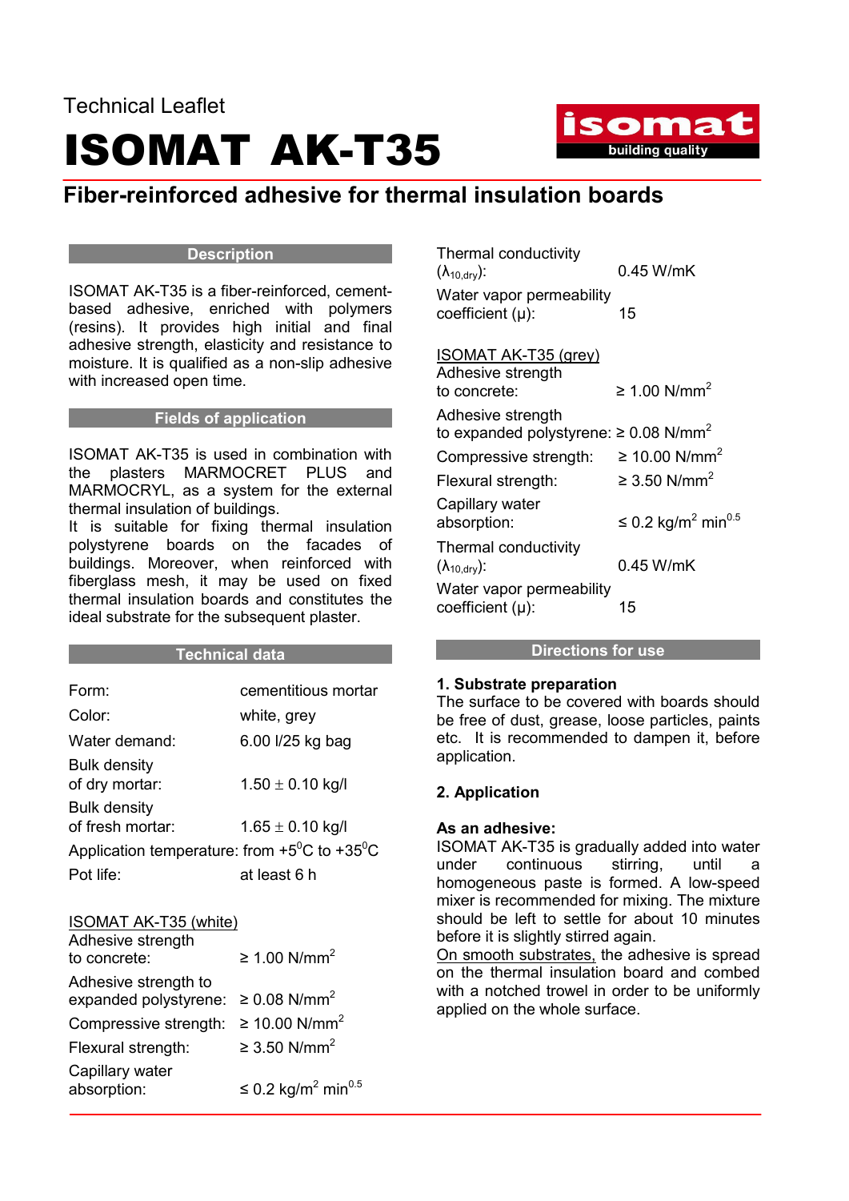Technical Leaflet

# ISOMAT AK-T35

## Fiber-reinforced adhesive for thermal insulation boards

### Description

ISOMAT AK-T35 is a fiber-reinforced, cement-based adhesive, enriched with polymers (resins). It provides high initial and final adhesive strength, elasticity and resistance to moisture. It is qualified as a non-slip adhesive with increased open time.

### Fields of application

ISOMAT AK-T35 is used in combination with the plasters MARMOCRET PLUS and MARMOCRYL, as a system for the external thermal insulation of buildings.
It is suitable for fixing thermal insulation polystyrene boards on the facades of buildings. Moreover, when reinforced with fiberglass mesh, it may be used on fixed thermal insulation boards and constitutes the ideal substrate for the subsequent plaster.

### Technical data

| | |
|---|---|
| Form: | cementitious mortar |
| Color: | white, grey |
| Water demand: | 6.00 l/25 kg bag |
| Bulk density of dry mortar: | 1.50 ± 0.10 kg/l |
| Bulk density of fresh mortar: | 1.65 ± 0.10 kg/l |
| Application temperature: | from +5$^{0}$C to +35$^{0}$C |
| Pot life: | at least 6 h |

<u>ISOMAT AK-T35 (white)</u>

| | |
|---|---|
| Adhesive strength to concrete: | ≥ 1.00 N/mm$^2$ |
| Adhesive strength to expanded polystyrene: | ≥ 0.08 N/mm$^2$ |
| Compressive strength: | ≥ 10.00 N/mm$^2$ |
| Flexural strength: | ≥ 3.50 N/mm$^2$ |
| Capillary water absorption: | ≤ 0.2 kg/m$^2$ min$^{0.5}$ |
| Thermal conductivity ($\lambda_{10,dry}$): | 0.45 W/mK |
| Water vapor permeability coefficient (μ): | 15 |

<u>ISOMAT AK-T35 (grey)</u>

| | |
|---|---|
| Adhesive strength to concrete: | ≥ 1.00 N/mm$^2$ |
| Adhesive strength to expanded polystyrene: | ≥ 0.08 N/mm$^2$ |
| Compressive strength: | ≥ 10.00 N/mm$^2$ |
| Flexural strength: | ≥ 3.50 N/mm$^2$ |
| Capillary water absorption: | ≤ 0.2 kg/m$^2$ min$^{0.5}$ |
| Thermal conductivity ($\lambda_{10,dry}$): | 0.45 W/mK |
| Water vapor permeability coefficient (μ): | 15 |

### Directions for use

**1. Substrate preparation**

The surface to be covered with boards should be free of dust, grease, loose particles, paints etc. It is recommended to dampen it, before application.

**2. Application**

**As an adhesive:**

ISOMAT AK-T35 is gradually added into water under continuous stirring, until a homogeneous paste is formed. A low-speed mixer is recommended for mixing. The mixture should be left to settle for about 10 minutes before it is slightly stirred again.

<u>On smooth substrates,</u> the adhesive is spread on the thermal insulation board and combed with a notched trowel in order to be uniformly applied on the whole surface.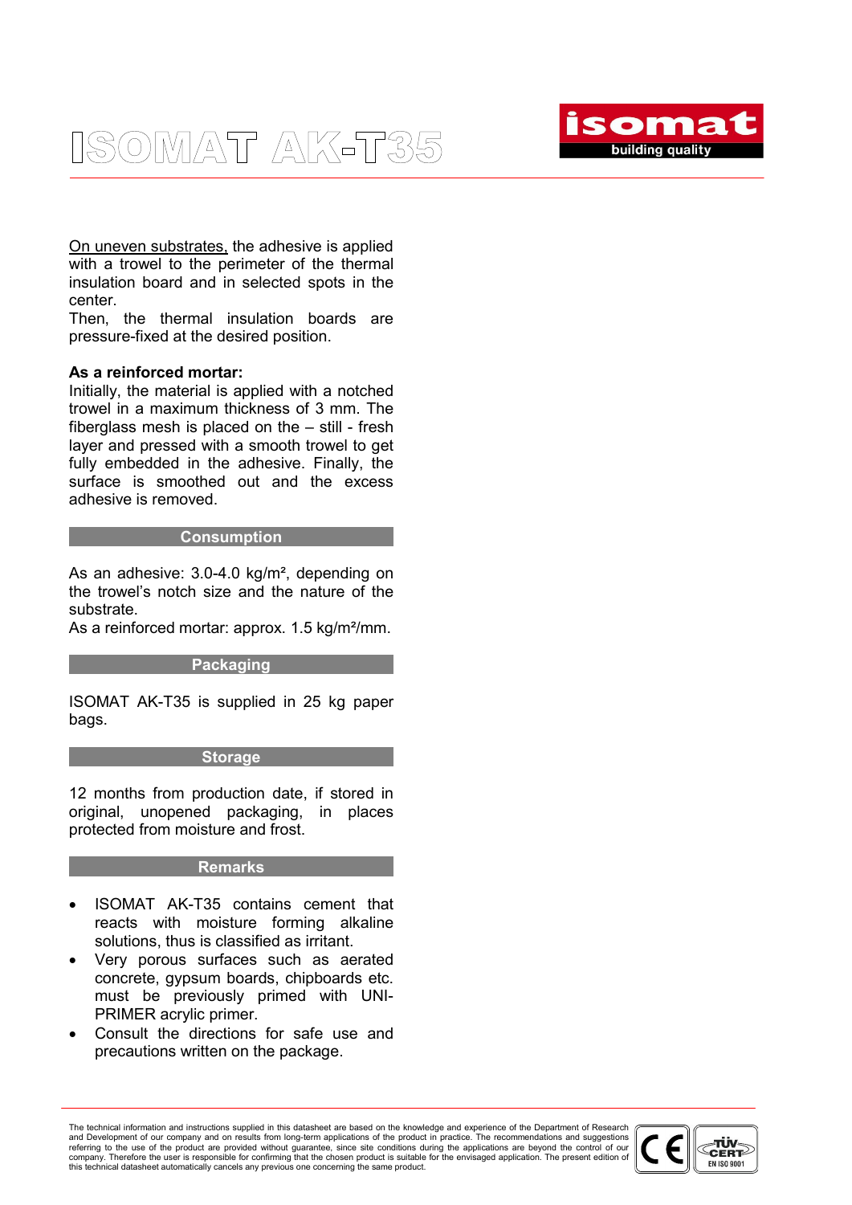On uneven substrates, the adhesive is applied with a trowel to the perimeter of the thermal insulation board and in selected spots in the center.
Then, the thermal insulation boards are pressure-fixed at the desired position.

**As a reinforced mortar:**
Initially, the material is applied with a notched trowel in a maximum thickness of 3 mm. The fiberglass mesh is placed on the – still - fresh layer and pressed with a smooth trowel to get fully embedded in the adhesive. Finally, the surface is smoothed out and the excess adhesive is removed.

## Consumption

As an adhesive: 3.0-4.0 kg/m², depending on the trowel's notch size and the nature of the substrate.
As a reinforced mortar: approx. 1.5 kg/m²/mm.

## Packaging

ISOMAT AK-T35 is supplied in 25 kg paper bags.

## Storage

12 months from production date, if stored in original, unopened packaging, in places protected from moisture and frost.

## Remarks

- ISOMAT AK-T35 contains cement that reacts with moisture forming alkaline solutions, thus is classified as irritant.
- Very porous surfaces such as aerated concrete, gypsum boards, chipboards etc. must be previously primed with UNI-PRIMER acrylic primer.
- Consult the directions for safe use and precautions written on the package.

The technical information and instructions supplied in this datasheet are based on the knowledge and experience of the Department of Research and Development of our company and on results from long-term applications of the product in practice. The recommendations and suggestions referring to the use of the product are provided without guarantee, since site conditions during the applications are beyond the control of our company. Therefore the user is responsible for confirming that the chosen product is suitable for the envisaged application. The present edition of this technical datasheet automatically cancels any previous one concerning the same product.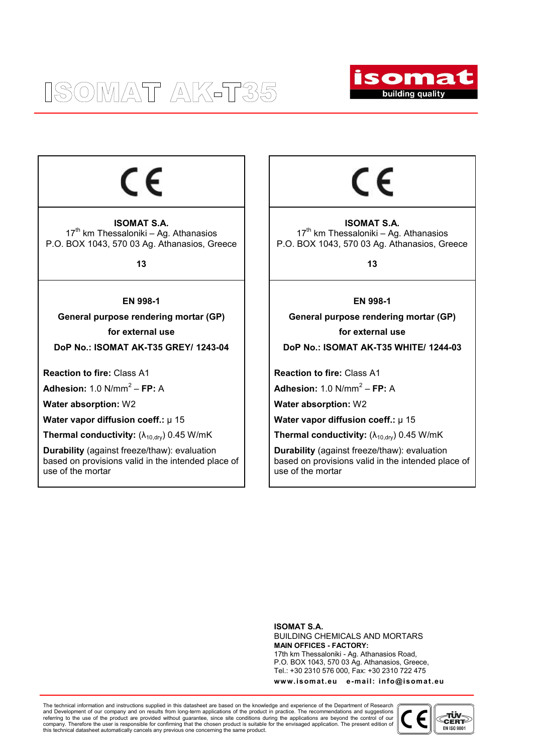# ISOMAT AK-T35

CE

**ISOMAT S.A.**
17th km Thessaloniki – Ag. Athanasios
P.O. BOX 1043, 570 03 Ag. Athanasios, Greece

**13**

**EN 998-1**

**General purpose rendering mortar (GP)**

**for external use**

**DoP No.: ISOMAT AK-T35 GREY/ 1243-04**

**Reaction to fire:** Class A1

**Adhesion:** 1.0 N/mm$^2$ – **FP:** A

**Water absorption:** W2

**Water vapor diffusion coeff.:** μ 15

**Thermal conductivity:** ($\lambda_{10,dry}$) 0.45 W/mK

**Durability** (against freeze/thaw): evaluation based on provisions valid in the intended place of use of the mortar

CE

**ISOMAT S.A.**
17th km Thessaloniki – Ag. Athanasios
P.O. BOX 1043, 570 03 Ag. Athanasios, Greece

**13**

**EN 998-1**

**General purpose rendering mortar (GP)**

**for external use**

**DoP No.: ISOMAT AK-T35 WHITE/ 1244-03**

**Reaction to fire:** Class A1

**Adhesion:** 1.0 N/mm$^2$ – **FP:** A

**Water absorption:** W2

**Water vapor diffusion coeff.:** μ 15

**Thermal conductivity:** ($\lambda_{10,dry}$) 0.45 W/mK

**Durability** (against freeze/thaw): evaluation based on provisions valid in the intended place of use of the mortar

**ISOMAT S.A.**
BUILDING CHEMICALS AND MORTARS
**MAIN OFFICES - FACTORY:**
17th km Thessaloniki - Ag. Athanasios Road,
P.O. BOX 1043, 570 03 Ag. Athanasios, Greece,
Tel.: +30 2310 576 000, Fax: +30 2310 722 475
**www.isomat.eu e-mail: info@isomat.eu**

The technical information and instructions supplied in this datasheet are based on the knowledge and experience of the Department of Research and Development of our company and on results from long-term applications of the product in practice. The recommendations and suggestions referring to the use of the product are provided without guarantee, since site conditions during the applications are beyond the control of our company. Therefore the user is responsible for confirming that the chosen product is suitable for the envisaged application. The present edition of this technical datasheet automatically cancels any previous one concerning the same product.